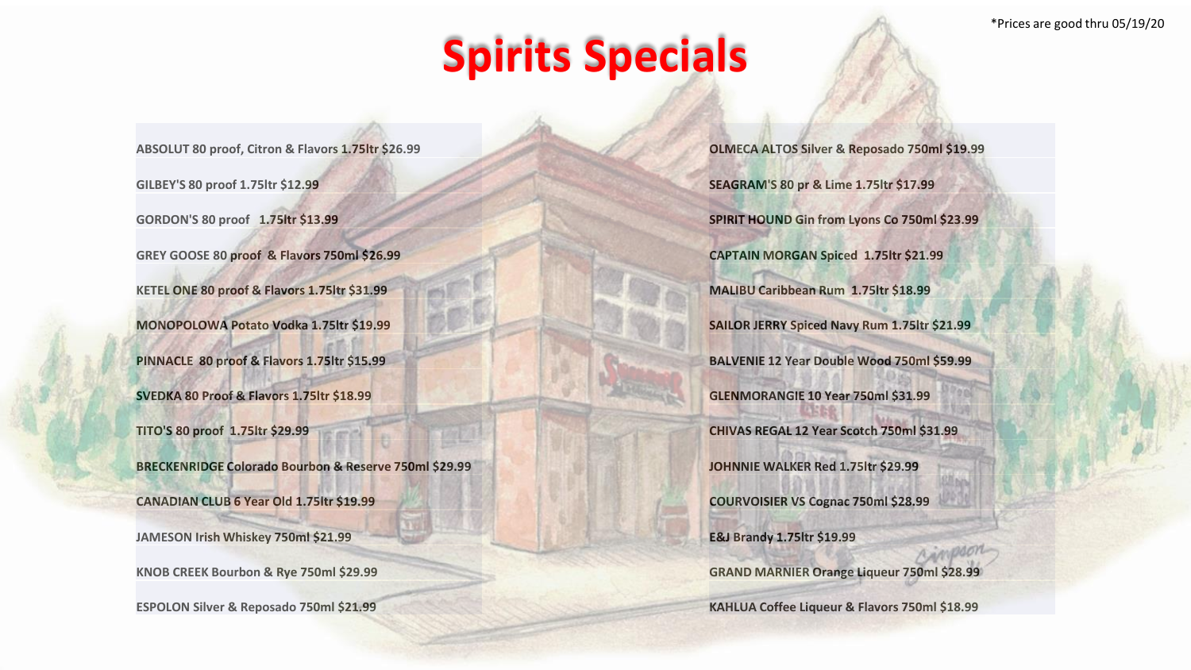*Prices are good thru 05/19/20

# Spirits Specials

ABSOLUT 80 proof, Citron & Flavors 1.75ltr $26.99

GILBEY'S 80 proof 1.75ltr $12.99

GORDON'S 80 proof 1.75ltr $13.99

GREY GOOSE 80 proof & Flavors 750ml $26.99

KETEL ONE 80 proof & Flavors 1.75ltr $31.99

MONOPOLOWA Potato Vodka 1.75ltr $19.99

PINNACLE 80 proof & Flavors 1.75ltr $15.99

SVEDKA 80 Proof & Flavors 1.75ltr $18.99

TITO'S 80 proof 1.75ltr $29.99

BRECKENRIDGE Colorado Bourbon & Reserve 750ml $29.99

CANADIAN CLUB 6 Year Old 1.75ltr $19.99

JAMESON Irish Whiskey 750ml $21.99

KNOB CREEK Bourbon & Rye 750ml $29.99

ESPOLON Silver & Reposado 750ml $21.99

OLMECA ALTOS Silver & Reposado 750ml $19.99

SEAGRAM'S 80 pr & Lime 1.75ltr $17.99

SPIRIT HOUND Gin from Lyons Co 750ml $23.99

CAPTAIN MORGAN Spiced 1.75ltr $21.99

MALIBU Caribbean Rum 1.75ltr $18.99

SAILOR JERRY Spiced Navy Rum 1.75ltr $21.99

BALVENIE 12 Year Double Wood 750ml $59.99

GLENMORANGIE 10 Year 750ml $31.99

CHIVAS REGAL 12 Year Scotch 750ml $31.99

JOHNNIE WALKER Red 1.75ltr $29.99

COURVOISIER VS Cognac 750ml $28.99

E&J Brandy 1.75ltr $19.99

GRAND MARNIER Orange Liqueur 750ml $28.99

KAHLUA Coffee Liqueur & Flavors 750ml $18.99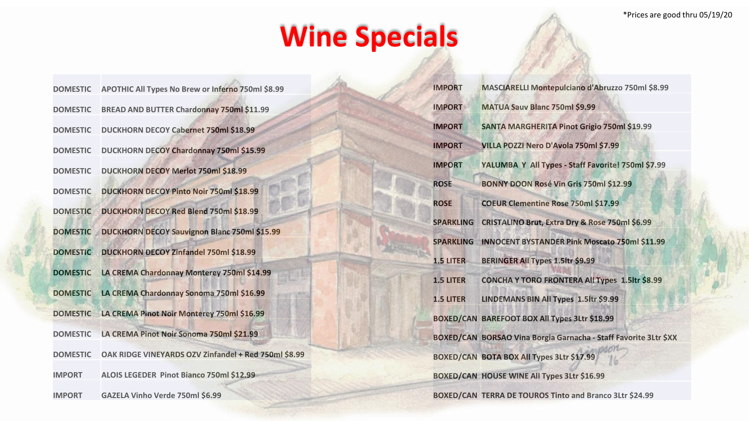*Prices are good thru 05/19/20

# Wine Specials

| | |
|---|---|
| DOMESTIC | APOTHIC All Types No Brew or Inferno 750ml $8.99 |
| DOMESTIC | BREAD AND BUTTER Chardonnay 750ml $11.99 |
| DOMESTIC | DUCKHORN DECOY Cabernet 750ml $18.99 |
| DOMESTIC | DUCKHORN DECOY Chardonnay 750ml $15.99 |
| DOMESTIC | DUCKHORN DECOY Merlot 750ml $18.99 |
| DOMESTIC | DUCKHORN DECOY Pinto Noir 750ml $18.99 |
| DOMESTIC | DUCKHORN DECOY Red Blend 750ml $18.99 |
| DOMESTIC | DUCKHORN DECOY Sauvignon Blanc 750ml $15.99 |
| DOMESTIC | DUCKHORN DECOY Zinfandel 750ml $18.99 |
| DOMESTIC | LA CREMA Chardonnay Monterey 750ml $14.99 |
| DOMESTIC | LA CREMA Chardonnay Sonoma 750ml $16.99 |
| DOMESTIC | LA CREMA Pinot Noir Monterey 750ml $16.99 |
| DOMESTIC | LA CREMA Pinot Noir Sonoma 750ml $21.99 |
| DOMESTIC | OAK RIDGE VINEYARDS OZV Zinfandel + Red 750ml $8.99 |
| IMPORT | ALOIS LEGEDER Pinot Bianco 750ml $12.99 |
| IMPORT | GAZELA Vinho Verde 750ml $6.99 |
| IMPORT | MASCIARELLI Montepulciano d'Abruzzo 750ml $8.99 |
| IMPORT | MATUA Sauv Blanc 750ml $9.99 |
| IMPORT | SANTA MARGHERITA Pinot Grigio 750ml $19.99 |
| IMPORT | VILLA POZZI Nero D'Avola 750ml $7.99 |
| IMPORT | YALUMBA Y All Types - Staff Favorite! 750ml $7.99 |
| ROSE | BONNY DOON Rosé Vin Gris 750ml $12.99 |
| ROSE | COEUR Clementine Rose 750ml $17.99 |
| SPARKLING | CRISTALINO Brut, Extra Dry & Rose 750ml $6.99 |
| SPARKLING | INNOCENT BYSTANDER Pink Moscato 750ml $11.99 |
| 1.5 LITER | BERINGER All Types 1.5ltr $9.99 |
| 1.5 LITER | CONCHA Y TORO FRONTERA All Types 1.5ltr $8.99 |
| 1.5 LITER | LINDEMANS BIN All Types 1.5ltr $9.99 |
| BOXED/CAN | BAREFOOT BOX All Types 3Ltr $18.99 |
| BOXED/CAN | BORSAO Vina Borgia Garnacha - Staff Favorite 3Ltr $XX |
| BOXED/CAN | BOTA BOX All Types 3Ltr $17.99 |
| BOXED/CAN | HOUSE WINE All Types 3Ltr $16.99 |
| BOXED/CAN | TERRA DE TOUROS Tinto and Branco 3Ltr $24.99 |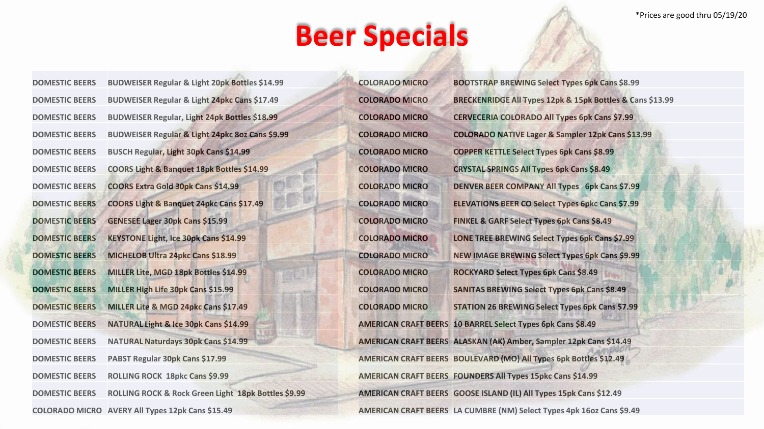*Prices are good thru 05/19/20

# Beer Specials

| Category | Item |
|---|---|
| DOMESTIC BEERS | BUDWEISER Regular & Light 20pk Bottles $14.99 |
| DOMESTIC BEERS | BUDWEISER Regular & Light 24pkc Cans $17.49 |
| DOMESTIC BEERS | BUDWEISER Regular, Light 24pk Bottles $18.99 |
| DOMESTIC BEERS | BUDWEISER Regular & Light 24pkc 8oz Cans $9.99 |
| DOMESTIC BEERS | BUSCH Regular, Light 30pk Cans $14.99 |
| DOMESTIC BEERS | COORS Light & Banquet 18pk Bottles $14.99 |
| DOMESTIC BEERS | COORS Extra Gold 30pk Cans $14.99 |
| DOMESTIC BEERS | COORS Light & Banquet 24pkc Cans $17.49 |
| DOMESTIC BEERS | GENESEE Lager 30pk Cans $15.99 |
| DOMESTIC BEERS | KEYSTONE Light, Ice 30pk Cans $14.99 |
| DOMESTIC BEERS | MICHELOB Ultra 24pkc Cans $18.99 |
| DOMESTIC BEERS | MILLER Lite, MGD 18pk Bottles $14.99 |
| DOMESTIC BEERS | MILLER High Life 30pk Cans $15.99 |
| DOMESTIC BEERS | MILLER Lite & MGD 24pkc Cans $17.49 |
| DOMESTIC BEERS | NATURAL Light & Ice 30pk Cans $14.99 |
| DOMESTIC BEERS | NATURAL Naturdays 30pk Cans $14.99 |
| DOMESTIC BEERS | PABST Regular 30pk Cans $17.99 |
| DOMESTIC BEERS | ROLLING ROCK 18pkc Cans $9.99 |
| DOMESTIC BEERS | ROLLING ROCK & Rock Green Light 18pk Bottles $9.99 |
| COLORADO MICRO | AVERY All Types 12pk Cans $15.49 |
| COLORADO MICRO | BOOTSTRAP BREWING Select Types 6pk Cans $8.99 |
| COLORADO MICRO | BRECKENRIDGE All Types 12pk & 15pk Bottles & Cans $13.99 |
| COLORADO MICRO | CERVECERIA COLORADO All Types 6pk Cans $7.99 |
| COLORADO MICRO | COLORADO NATIVE Lager & Sampler 12pk Cans $13.99 |
| COLORADO MICRO | COPPER KETTLE Select Types 6pk Cans $8.99 |
| COLORADO MICRO | CRYSTAL SPRINGS All Types 6pk Cans $8.49 |
| COLORADO MICRO | DENVER BEER COMPANY All Types 6pk Cans $7.99 |
| COLORADO MICRO | ELEVATIONS BEER CO Select Types 6pkc Cans $7.99 |
| COLORADO MICRO | FINKEL & GARF Select Types 6pk Cans $8.49 |
| COLORADO MICRO | LONE TREE BREWING Select Types 6pk Cans $7.99 |
| COLORADO MICRO | NEW IMAGE BREWING Select Types 6pk Cans $9.99 |
| COLORADO MICRO | ROCKYARD Select Types 6pk Cans $8.49 |
| COLORADO MICRO | SANITAS BREWING Select Types 6pk Cans $8.49 |
| COLORADO MICRO | STATION 26 BREWING Select Types 6pk Cans $7.99 |
| AMERICAN CRAFT BEERS | 10 BARREL Select Types 6pk Cans $8.49 |
| AMERICAN CRAFT BEERS | ALASKAN (AK) Amber, Sampler 12pk Cans $14.49 |
| AMERICAN CRAFT BEERS | BOULEVARD (MO) All Types 6pk Bottles $12.49 |
| AMERICAN CRAFT BEERS | FOUNDERS All Types 15pkc Cans $14.99 |
| AMERICAN CRAFT BEERS | GOOSE ISLAND (IL) All Types 15pk Cans $12.49 |
| AMERICAN CRAFT BEERS | LA CUMBRE (NM) Select Types 4pk 16oz Cans $9.49 |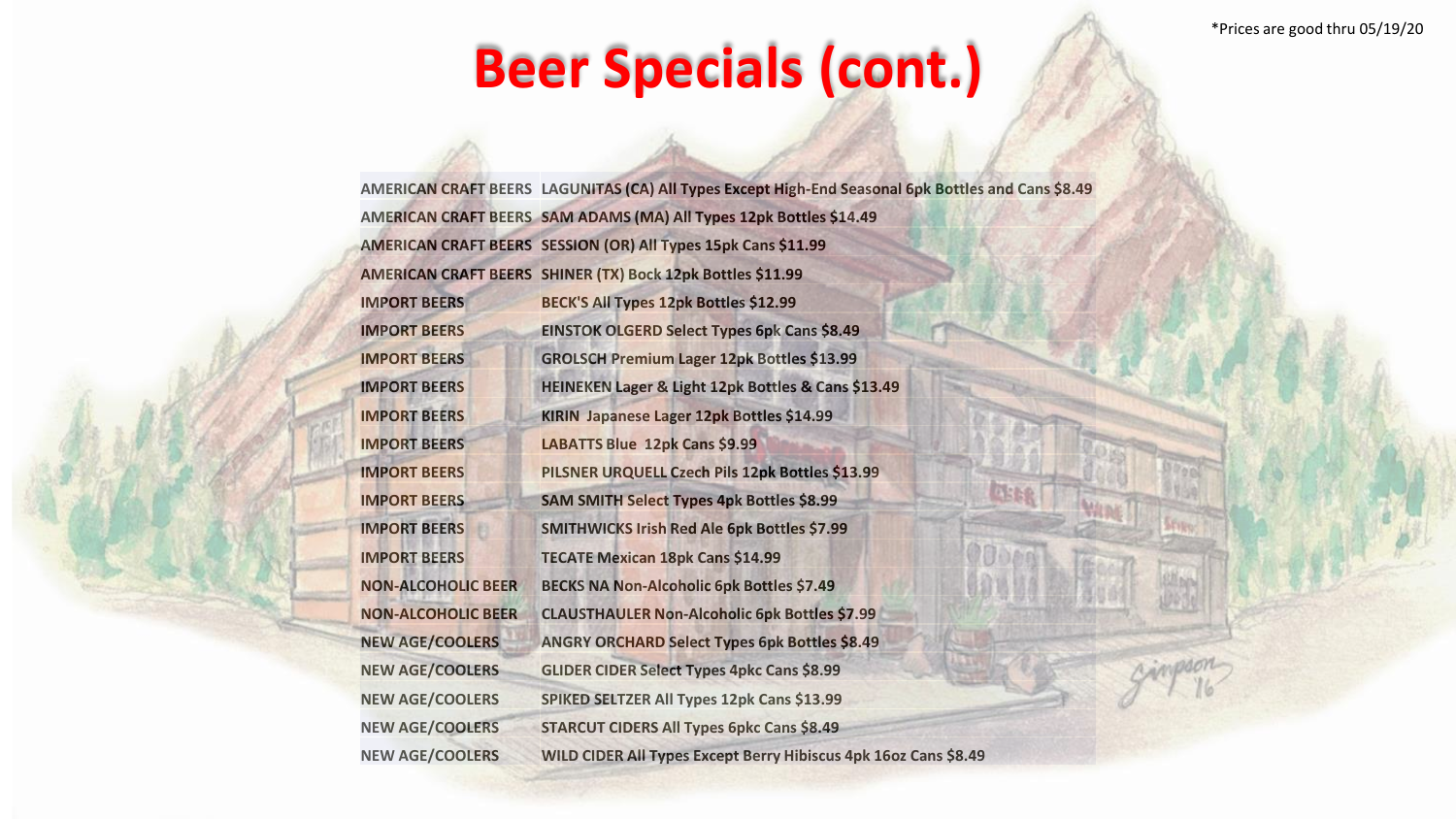*Prices are good thru 05/19/20

# Beer Specials (cont.)

| | |
|---|---|
| AMERICAN CRAFT BEERS | **LAGUNITAS (CA) All Types Except High-End Seasonal 6pk Bottles and Cans $8.49** |
| AMERICAN CRAFT BEERS | **SAM ADAMS (MA) All Types 12pk Bottles $14.49** |
| AMERICAN CRAFT BEERS | **SESSION (OR) All Types 15pk Cans $11.99** |
| AMERICAN CRAFT BEERS | **SHINER (TX)** Bock **12pk Bottles $11.99** |
| IMPORT BEERS | **BECK'S** All Types **12pk Bottles $12.99** |
| IMPORT BEERS | **EINSTOK OLGERD** Select Types **6pk Cans $8.49** |
| IMPORT BEERS | **GROLSCH** Premium Lager **12pk Bottles $13.99** |
| IMPORT BEERS | **HEINEKEN** Lager & Light **12pk Bottles & Cans $13.49** |
| IMPORT BEERS | **KIRIN** Japanese Lager **12pk Bottles $14.99** |
| IMPORT BEERS | **LABATTS** Blue **12pk Cans $9.99** |
| IMPORT BEERS | **PILSNER URQUELL** Czech Pils **12pk Bottles $13.99** |
| IMPORT BEERS | **SAM SMITH** Select Types **4pk Bottles $8.99** |
| IMPORT BEERS | **SMITHWICKS** Irish Red Ale **6pk Bottles $7.99** |
| IMPORT BEERS | **TECATE** Mexican **18pk Cans $14.99** |
| NON-ALCOHOLIC BEER | **BECKS NA** Non-Alcoholic **6pk Bottles $7.49** |
| NON-ALCOHOLIC BEER | **CLAUSTHAULER** Non-Alcoholic **6pk Bottles $7.99** |
| NEW AGE/COOLERS | **ANGRY ORCHARD** Select Types **6pk Bottles $8.49** |
| NEW AGE/COOLERS | **GLIDER CIDER** Select Types **4pkc Cans $8.99** |
| NEW AGE/COOLERS | **SPIKED SELTZER** All Types **12pk Cans $13.99** |
| NEW AGE/COOLERS | **STARCUT CIDERS** All Types **6pkc Cans $8.49** |
| NEW AGE/COOLERS | **WILD CIDER** All Types Except Berry Hibiscus **4pk 16oz Cans $8.49** |